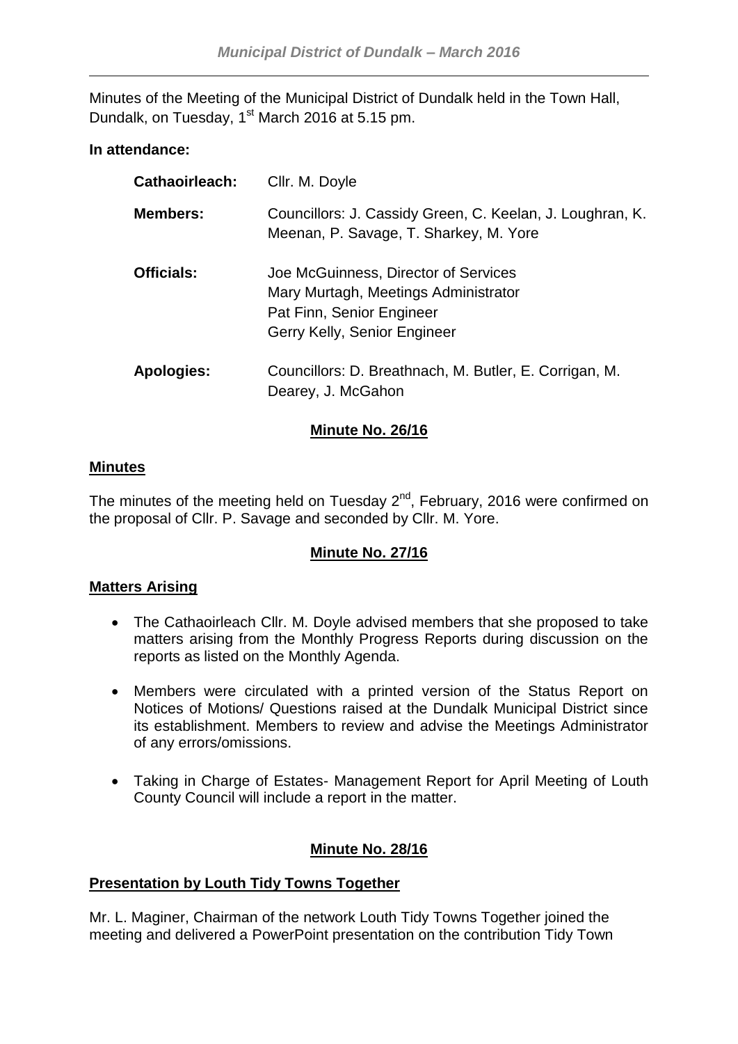Minutes of the Meeting of the Municipal District of Dundalk held in the Town Hall, Dundalk, on Tuesday, 1st March 2016 at 5.15 pm.

**In attendance:**

| | |
|---|---|
| **Cathaoirleach:** | Cllr. M. Doyle |
| **Members:** | Councillors: J. Cassidy Green, C. Keelan, J. Loughran, K. Meenan, P. Savage, T. Sharkey, M. Yore |
| **Officials:** | Joe McGuinness, Director of Services<br>Mary Murtagh, Meetings Administrator<br>Pat Finn, Senior Engineer<br>Gerry Kelly, Senior Engineer |
| **Apologies:** | Councillors: D. Breathnach, M. Butler, E. Corrigan, M. Dearey, J. McGahon |

## Minute No. 26/16

### Minutes

The minutes of the meeting held on Tuesday 2nd, February, 2016 were confirmed on the proposal of Cllr. P. Savage and seconded by Cllr. M. Yore.

## Minute No. 27/16

### Matters Arising

- The Cathaoirleach Cllr. M. Doyle advised members that she proposed to take matters arising from the Monthly Progress Reports during discussion on the reports as listed on the Monthly Agenda.
- Members were circulated with a printed version of the Status Report on Notices of Motions/ Questions raised at the Dundalk Municipal District since its establishment. Members to review and advise the Meetings Administrator of any errors/omissions.
- Taking in Charge of Estates- Management Report for April Meeting of Louth County Council will include a report in the matter.

## Minute No. 28/16

### Presentation by Louth Tidy Towns Together

Mr. L. Maginer, Chairman of the network Louth Tidy Towns Together joined the meeting and delivered a PowerPoint presentation on the contribution Tidy Town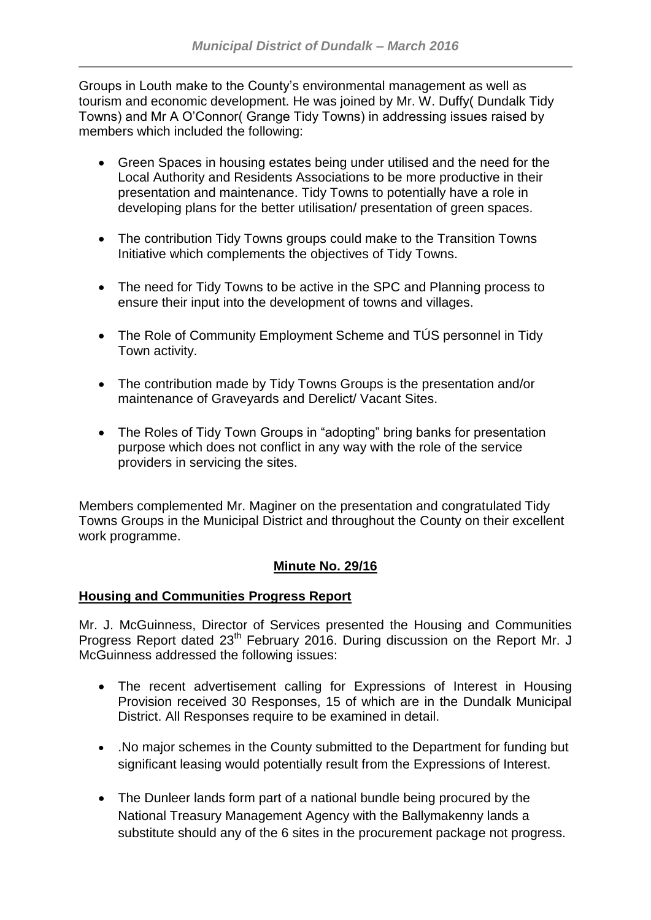Groups in Louth make to the County's environmental management as well as tourism and economic development. He was joined by Mr. W. Duffy( Dundalk Tidy Towns) and Mr A O'Connor( Grange Tidy Towns) in addressing issues raised by members which included the following:

- Green Spaces in housing estates being under utilised and the need for the Local Authority and Residents Associations to be more productive in their presentation and maintenance. Tidy Towns to potentially have a role in developing plans for the better utilisation/ presentation of green spaces.

- The contribution Tidy Towns groups could make to the Transition Towns Initiative which complements the objectives of Tidy Towns.

- The need for Tidy Towns to be active in the SPC and Planning process to ensure their input into the development of towns and villages.

- The Role of Community Employment Scheme and TÚS personnel in Tidy Town activity.

- The contribution made by Tidy Towns Groups is the presentation and/or maintenance of Graveyards and Derelict/ Vacant Sites.

- The Roles of Tidy Town Groups in "adopting" bring banks for presentation purpose which does not conflict in any way with the role of the service providers in servicing the sites.

Members complemented Mr. Maginer on the presentation and congratulated Tidy Towns Groups in the Municipal District and throughout the County on their excellent work programme.

**Minute No. 29/16**

**Housing and Communities Progress Report**

Mr. J. McGuinness, Director of Services presented the Housing and Communities Progress Report dated 23rd February 2016. During discussion on the Report Mr. J McGuinness addressed the following issues:

- The recent advertisement calling for Expressions of Interest in Housing Provision received 30 Responses, 15 of which are in the Dundalk Municipal District. All Responses require to be examined in detail.

- .No major schemes in the County submitted to the Department for funding but significant leasing would potentially result from the Expressions of Interest.

- The Dunleer lands form part of a national bundle being procured by the National Treasury Management Agency with the Ballymakenny lands a substitute should any of the 6 sites in the procurement package not progress.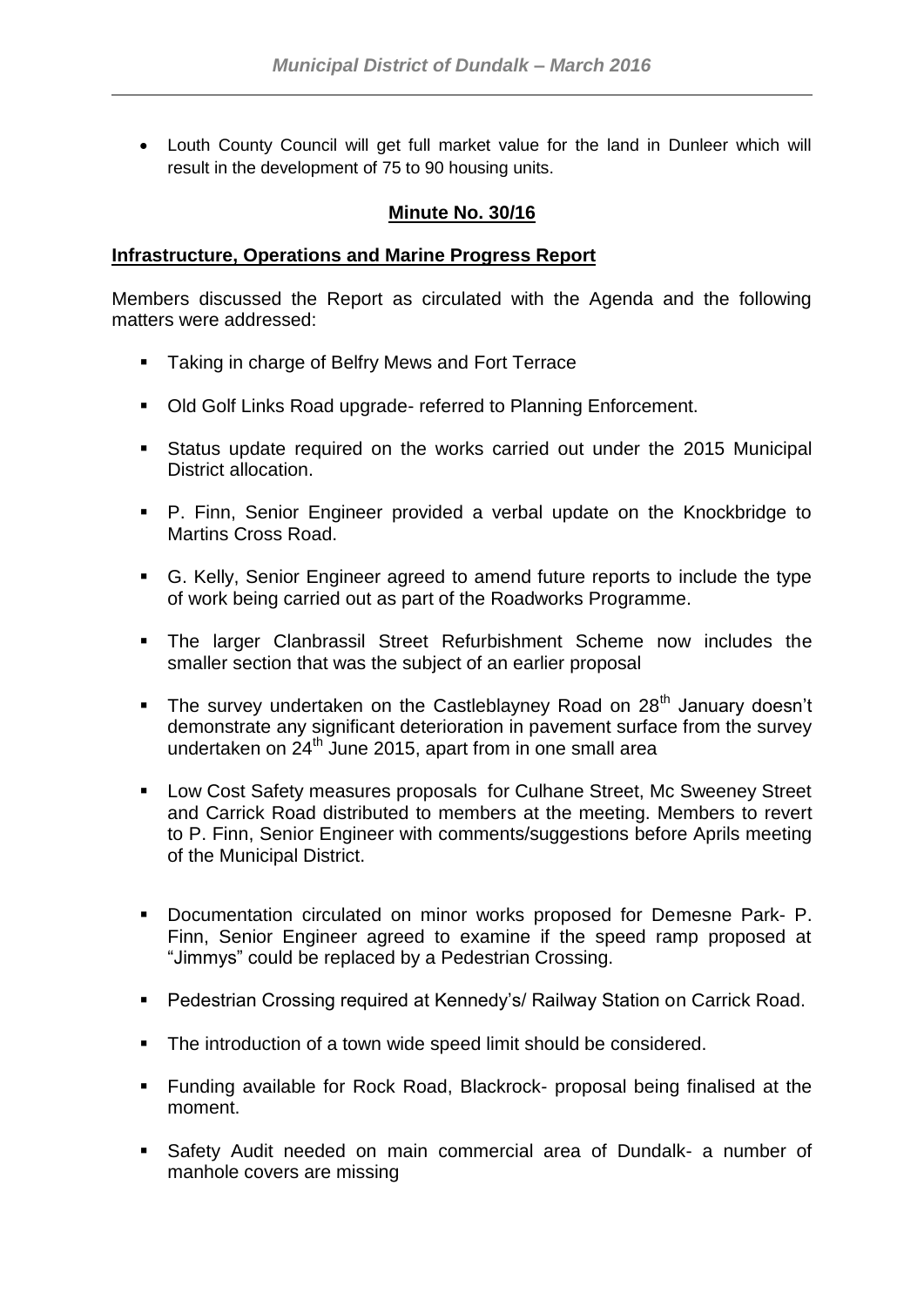- Louth County Council will get full market value for the land in Dunleer which will result in the development of 75 to 90 housing units.

## Minute No. 30/16

**Infrastructure, Operations and Marine Progress Report**

Members discussed the Report as circulated with the Agenda and the following matters were addressed:

- Taking in charge of Belfry Mews and Fort Terrace
- Old Golf Links Road upgrade- referred to Planning Enforcement.
- Status update required on the works carried out under the 2015 Municipal District allocation.
- P. Finn, Senior Engineer provided a verbal update on the Knockbridge to Martins Cross Road.
- G. Kelly, Senior Engineer agreed to amend future reports to include the type of work being carried out as part of the Roadworks Programme.
- The larger Clanbrassil Street Refurbishment Scheme now includes the smaller section that was the subject of an earlier proposal
- The survey undertaken on the Castleblayney Road on 28th January doesn't demonstrate any significant deterioration in pavement surface from the survey undertaken on 24th June 2015, apart from in one small area
- Low Cost Safety measures proposals for Culhane Street, Mc Sweeney Street and Carrick Road distributed to members at the meeting. Members to revert to P. Finn, Senior Engineer with comments/suggestions before Aprils meeting of the Municipal District.
- Documentation circulated on minor works proposed for Demesne Park- P. Finn, Senior Engineer agreed to examine if the speed ramp proposed at "Jimmys" could be replaced by a Pedestrian Crossing.
- Pedestrian Crossing required at Kennedy's/ Railway Station on Carrick Road.
- The introduction of a town wide speed limit should be considered.
- Funding available for Rock Road, Blackrock- proposal being finalised at the moment.
- Safety Audit needed on main commercial area of Dundalk- a number of manhole covers are missing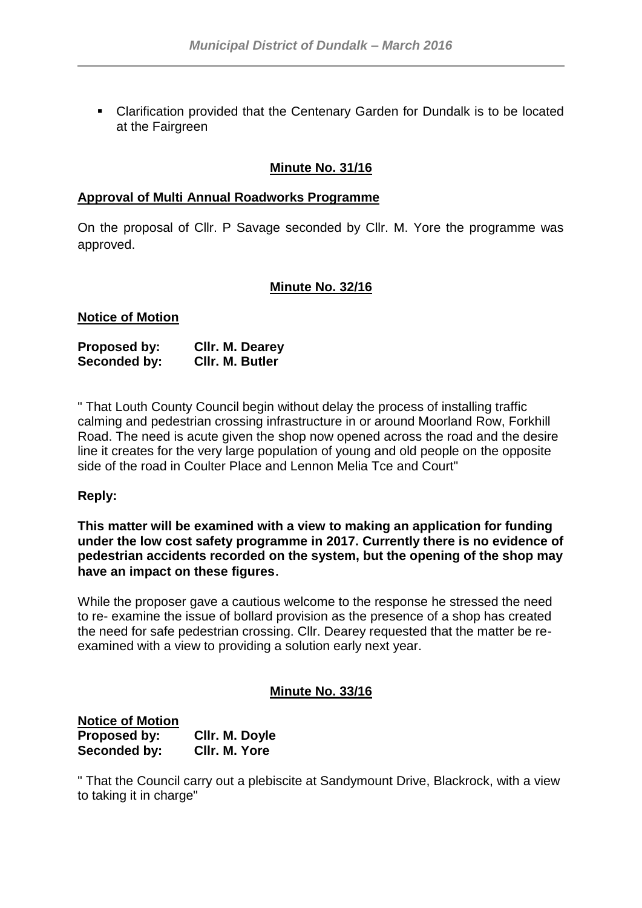- Clarification provided that the Centenary Garden for Dundalk is to be located at the Fairgreen

**Minute No. 31/16**

**Approval of Multi Annual Roadworks Programme**

On the proposal of Cllr. P Savage seconded by Cllr. M. Yore the programme was approved.

**Minute No. 32/16**

**Notice of Motion**

**Proposed by: Cllr. M. Dearey**
**Seconded by: Cllr. M. Butler**

" That Louth County Council begin without delay the process of installing traffic calming and pedestrian crossing infrastructure in or around Moorland Row, Forkhill Road. The need is acute given the shop now opened across the road and the desire line it creates for the very large population of young and old people on the opposite side of the road in Coulter Place and Lennon Melia Tce and Court"

**Reply:**

**This matter will be examined with a view to making an application for funding under the low cost safety programme in 2017. Currently there is no evidence of pedestrian accidents recorded on the system, but the opening of the shop may have an impact on these figures**.

While the proposer gave a cautious welcome to the response he stressed the need to re- examine the issue of bollard provision as the presence of a shop has created the need for safe pedestrian crossing. Cllr. Dearey requested that the matter be re-examined with a view to providing a solution early next year.

**Minute No. 33/16**

**Notice of Motion**
**Proposed by: Cllr. M. Doyle**
**Seconded by: Cllr. M. Yore**

" That the Council carry out a plebiscite at Sandymount Drive, Blackrock, with a view to taking it in charge"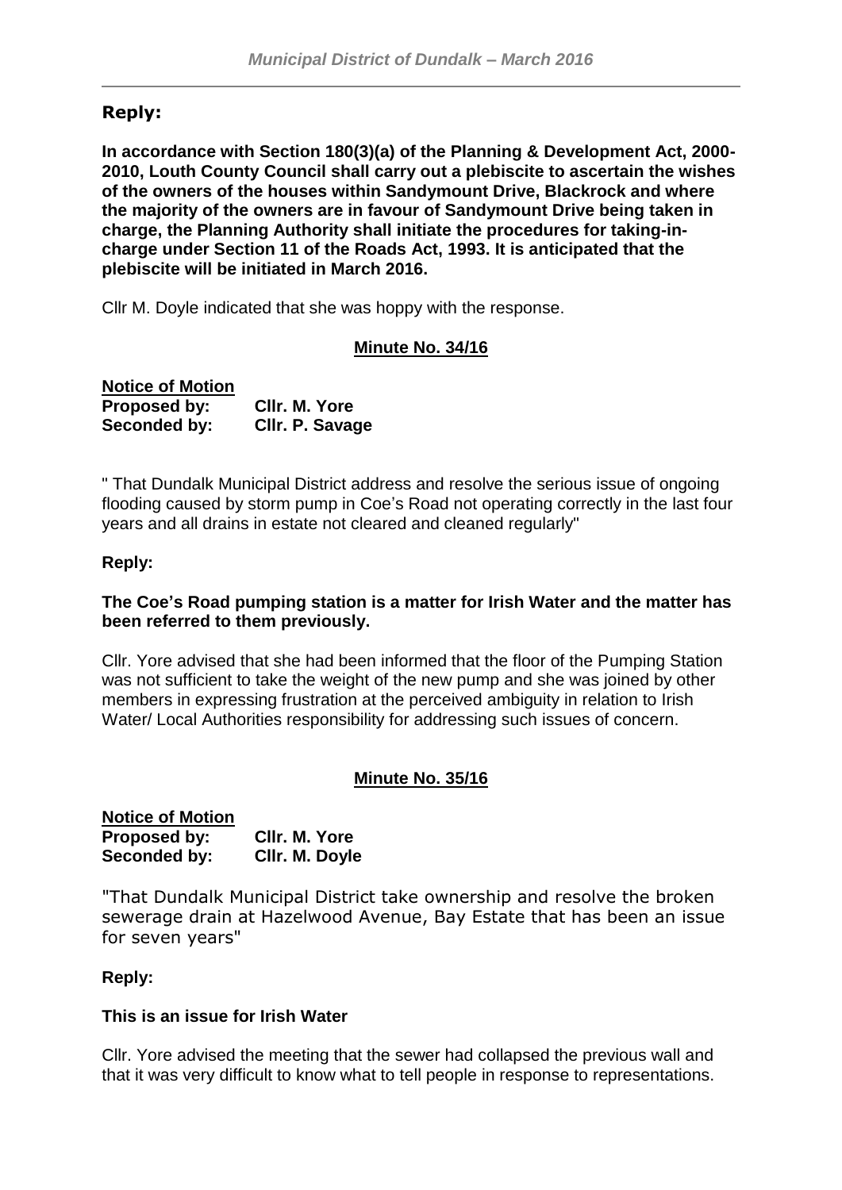## Reply:

**In accordance with Section 180(3)(a) of the Planning & Development Act, 2000-2010, Louth County Council shall carry out a plebiscite to ascertain the wishes of the owners of the houses within Sandymount Drive, Blackrock and where the majority of the owners are in favour of Sandymount Drive being taken in charge, the Planning Authority shall initiate the procedures for taking-in-charge under Section 11 of the Roads Act, 1993. It is anticipated that the plebiscite will be initiated in March 2016.**

Cllr M. Doyle indicated that she was hoppy with the response.

## Minute No. 34/16

**Notice of Motion**
**Proposed by:** **Cllr. M. Yore**
**Seconded by:** **Cllr. P. Savage**

" That Dundalk Municipal District address and resolve the serious issue of ongoing flooding caused by storm pump in Coe's Road not operating correctly in the last four years and all drains in estate not cleared and cleaned regularly"

**Reply:**

**The Coe's Road pumping station is a matter for Irish Water and the matter has been referred to them previously.**

Cllr. Yore advised that she had been informed that the floor of the Pumping Station was not sufficient to take the weight of the new pump and she was joined by other members in expressing frustration at the perceived ambiguity in relation to Irish Water/ Local Authorities responsibility for addressing such issues of concern.

## Minute No. 35/16

**Notice of Motion**
**Proposed by:** **Cllr. M. Yore**
**Seconded by:** **Cllr. M. Doyle**

"That Dundalk Municipal District take ownership and resolve the broken sewerage drain at Hazelwood Avenue, Bay Estate that has been an issue for seven years"

**Reply:**

**This is an issue for Irish Water**

Cllr. Yore advised the meeting that the sewer had collapsed the previous wall and that it was very difficult to know what to tell people in response to representations.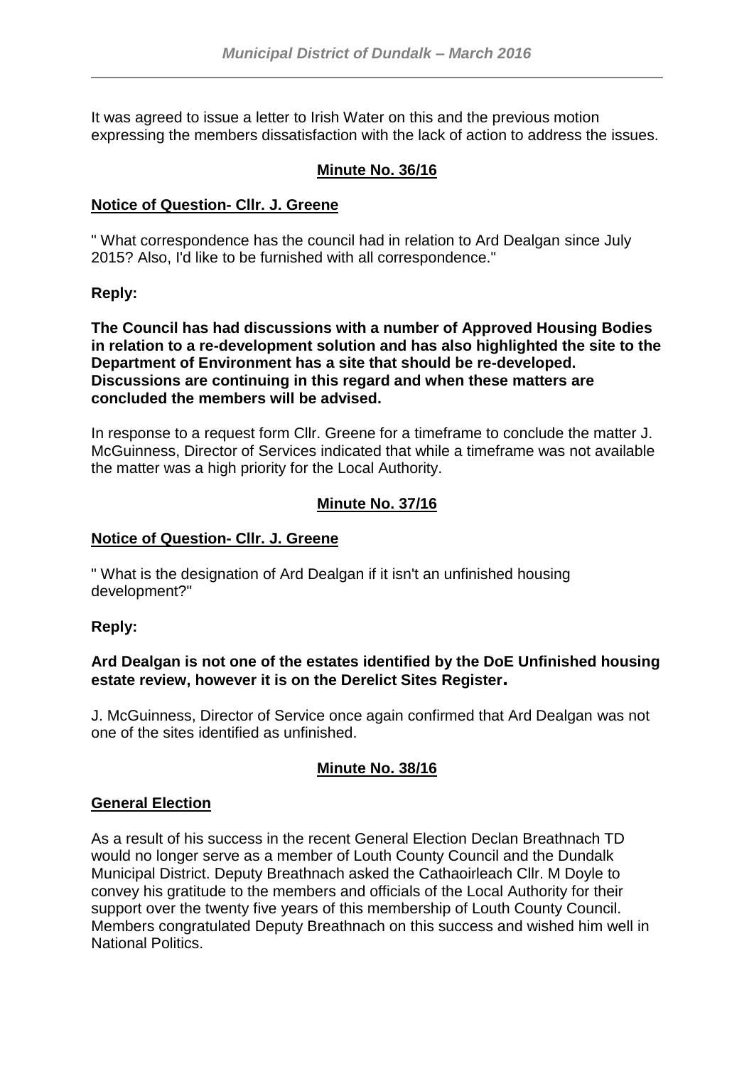It was agreed to issue a letter to Irish Water on this and the previous motion expressing the members dissatisfaction with the lack of action to address the issues.

## Minute No. 36/16

### Notice of Question- Cllr. J. Greene

" What correspondence has the council had in relation to Ard Dealgan since July 2015? Also, I'd like to be furnished with all correspondence."

**Reply:**

**The Council has had discussions with a number of Approved Housing Bodies in relation to a re-development solution and has also highlighted the site to the Department of Environment has a site that should be re-developed. Discussions are continuing in this regard and when these matters are concluded the members will be advised.**

In response to a request form Cllr. Greene for a timeframe to conclude the matter J. McGuinness, Director of Services indicated that while a timeframe was not available the matter was a high priority for the Local Authority.

## Minute No. 37/16

### Notice of Question- Cllr. J. Greene

" What is the designation of Ard Dealgan if it isn't an unfinished housing development?"

**Reply:**

**Ard Dealgan is not one of the estates identified by the DoE Unfinished housing estate review, however it is on the Derelict Sites Register.**

J. McGuinness, Director of Service once again confirmed that Ard Dealgan was not one of the sites identified as unfinished.

## Minute No. 38/16

### General Election

As a result of his success in the recent General Election Declan Breathnach TD would no longer serve as a member of Louth County Council and the Dundalk Municipal District. Deputy Breathnach asked the Cathaoirleach Cllr. M Doyle to convey his gratitude to the members and officials of the Local Authority for their support over the twenty five years of this membership of Louth County Council. Members congratulated Deputy Breathnach on this success and wished him well in National Politics.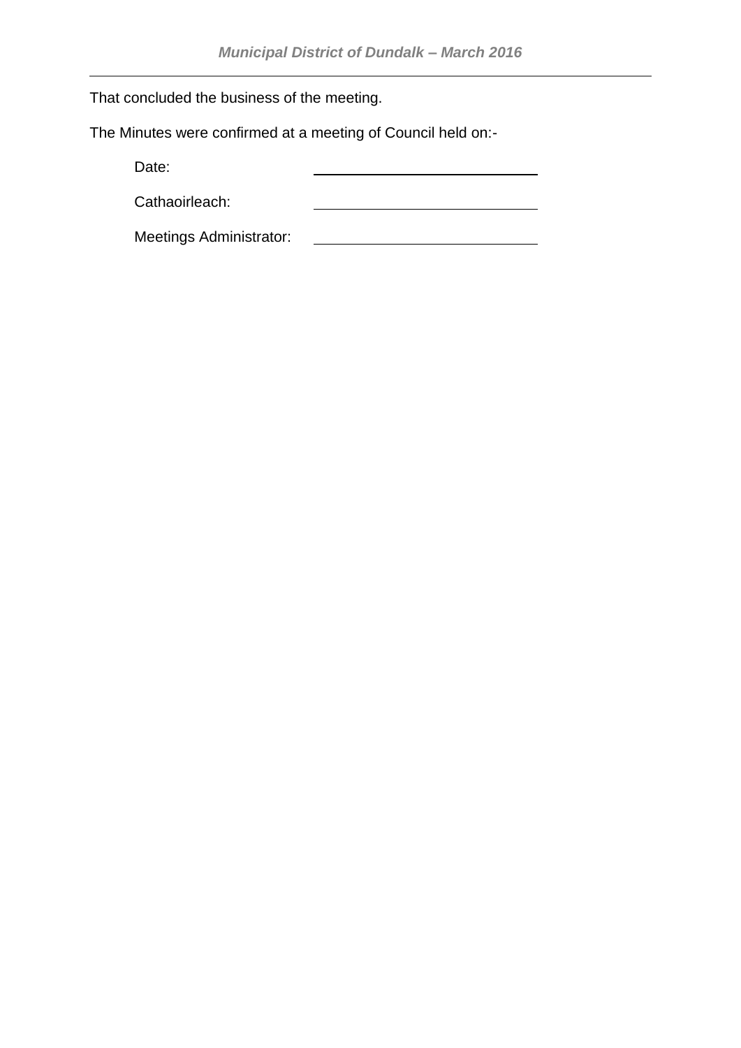That concluded the business of the meeting.

The Minutes were confirmed at a meeting of Council held on:-

| | |
|---|---|
| Date: | ____________________ |
| Cathaoirleach: | ____________________ |
| Meetings Administrator: | ____________________ |